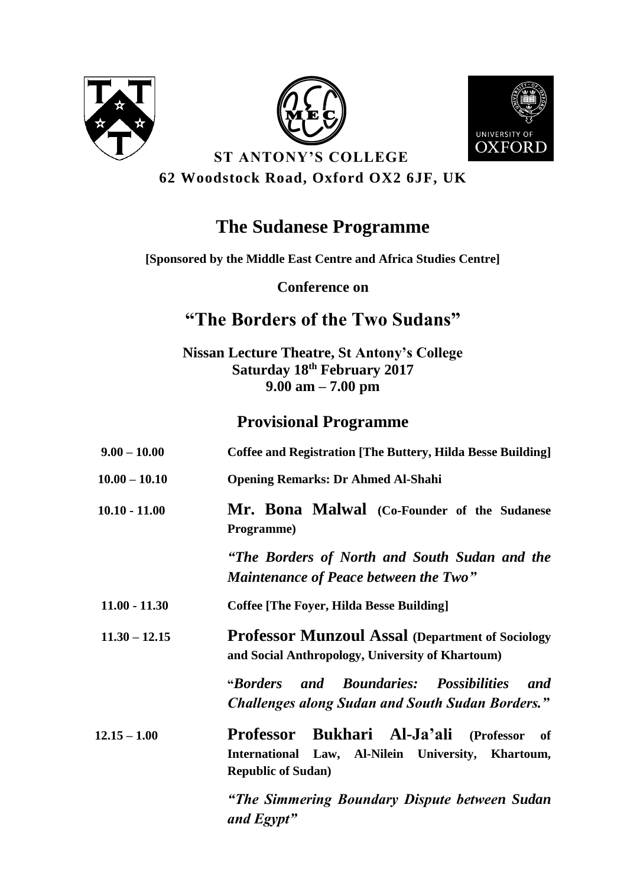ST ANTONY'S COLLEGE

62 Woodstock Road, Oxford OX2 6JF, UK

# The Sudanese Programme

**[Sponsored by the Middle East Centre and Africa Studies Centre]**

**Conference on**

## "The Borders of the Two Sudans"

**Nissan Lecture Theatre, St Antony's College**
**Saturday 18th February 2017**
**9.00 am – 7.00 pm**

## Provisional Programme

| | |
|---|---|
| **9.00 – 10.00** | **Coffee and Registration [The Buttery, Hilda Besse Building]** |
| **10.00 – 10.10** | **Opening Remarks: Dr Ahmed Al-Shahi** |
| **10.10 - 11.00** | **Mr. Bona Malwal (Co-Founder of the Sudanese Programme)**<br>***"The Borders of North and South Sudan and the Maintenance of Peace between the Two"*** |
| **11.00 - 11.30** | **Coffee [The Foyer, Hilda Besse Building]** |
| **11.30 – 12.15** | **Professor Munzoul Assal (Department of Sociology and Social Anthropology, University of Khartoum)**<br>***"Borders and Boundaries: Possibilities and Challenges along Sudan and South Sudan Borders."*** |
| **12.15 – 1.00** | **Professor Bukhari Al-Ja'ali (Professor of International Law, Al-Nilein University, Khartoum, Republic of Sudan)**<br>***"The Simmering Boundary Dispute between Sudan and Egypt"*** |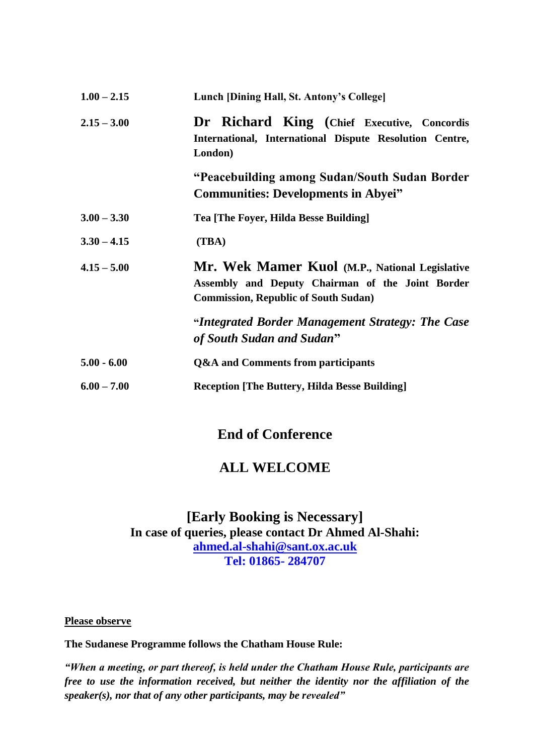| | |
|---|---|
| **1.00 – 2.15** | **Lunch [Dining Hall, St. Antony's College]** |
| **2.15 – 3.00** | **Dr Richard King (Chief Executive, Concordis International, International Dispute Resolution Centre, London)**<br><br>**"Peacebuilding among Sudan/South Sudan Border Communities: Developments in Abyei"** |
| **3.00 – 3.30** | **Tea [The Foyer, Hilda Besse Building]** |
| **3.30 – 4.15** | **(TBA)** |
| **4.15 – 5.00** | **Mr. Wek Mamer Kuol (M.P., National Legislative Assembly and Deputy Chairman of the Joint Border Commission, Republic of South Sudan)**<br><br>**"*Integrated Border Management Strategy: The Case of South Sudan and Sudan*"** |
| **5.00 - 6.00** | **Q&A and Comments from participants** |
| **6.00 – 7.00** | **Reception [The Buttery, Hilda Besse Building]** |

## End of Conference

## ALL WELCOME

**[Early Booking is Necessary]**
**In case of queries, please contact Dr Ahmed Al-Shahi:**
**ahmed.al-shahi@sant.ox.ac.uk**
**Tel: 01865- 284707**

**Please observe**

**The Sudanese Programme follows the Chatham House Rule:**

***"When a meeting, or part thereof, is held under the Chatham House Rule, participants are free to use the information received, but neither the identity nor the affiliation of the speaker(s), nor that of any other participants, may be revealed"***